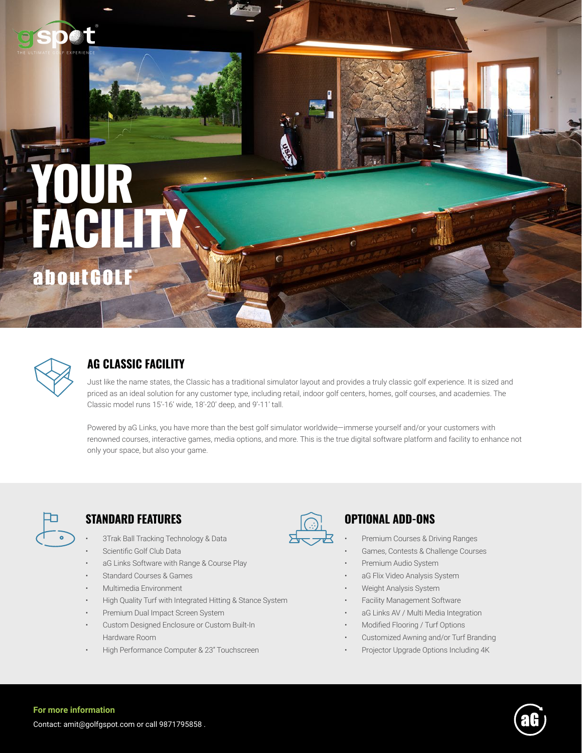gspot
THE ULTIMATE GOLF EXPERIENCE

# YOUR FACILITY

aboutGOLF

## AG CLASSIC FACILITY

Just like the name states, the Classic has a traditional simulator layout and provides a truly classic golf experience. It is sized and priced as an ideal solution for any customer type, including retail, indoor golf centers, homes, golf courses, and academies. The Classic model runs 15'-16' wide, 18'-20' deep, and 9'-11' tall.

Powered by aG Links, you have more than the best golf simulator worldwide—immerse yourself and/or your customers with renowned courses, interactive games, media options, and more. This is the true digital software platform and facility to enhance not only your space, but also your game.

## STANDARD FEATURES

- 3Trak Ball Tracking Technology & Data
- Scientific Golf Club Data
- aG Links Software with Range & Course Play
- Standard Courses & Games
- Multimedia Environment
- High Quality Turf with Integrated Hitting & Stance System
- Premium Dual Impact Screen System
- Custom Designed Enclosure or Custom Built-In Hardware Room
- High Performance Computer & 23" Touchscreen

## OPTIONAL ADD-ONS

- Premium Courses & Driving Ranges
- Games, Contests & Challenge Courses
- Premium Audio System
- aG Flix Video Analysis System
- Weight Analysis System
- Facility Management Software
- aG Links AV / Multi Media Integration
- Modified Flooring / Turf Options
- Customized Awning and/or Turf Branding
- Projector Upgrade Options Including 4K

**For more information**

Contact: amit@golfgspot.com or call 9871795858 .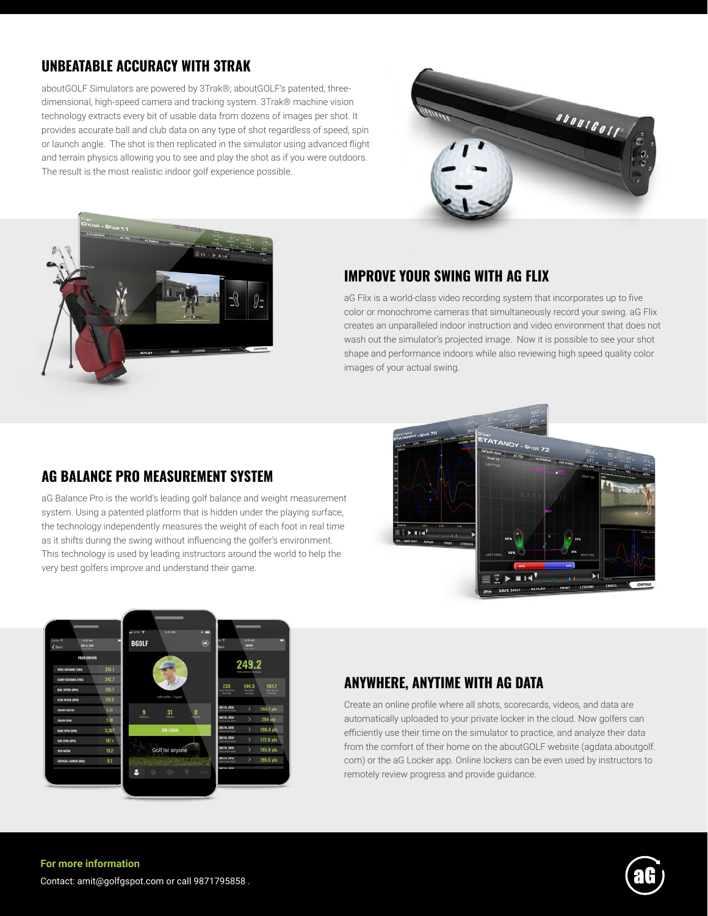## UNBEATABLE ACCURACY WITH 3TRAK

aboutGOLF Simulators are powered by 3Trak®; aboutGOLF's patented, three-dimensional, high-speed camera and tracking system. 3Trak® machine vision technology extracts every bit of usable data from dozens of images per shot. It provides accurate ball and club data on any type of shot regardless of speed, spin or launch angle. The shot is then replicated in the simulator using advanced flight and terrain physics allowing you to see and play the shot as if you were outdoors. The result is the most realistic indoor golf experience possible.

## IMPROVE YOUR SWING WITH AG FLIX

aG Flix is a world-class video recording system that incorporates up to five color or monochrome cameras that simultaneously record your swing. aG Flix creates an unparalleled indoor instruction and video environment that does not wash out the simulator's projected image. Now it is possible to see your shot shape and performance indoors while also reviewing high speed quality color images of your actual swing.

## AG BALANCE PRO MEASUREMENT SYSTEM

aG Balance Pro is the world's leading golf balance and weight measurement system. Using a patented platform that is hidden under the playing surface, the technology independently measures the weight of each foot in real time as it shifts during the swing without influencing the golfer's environment. This technology is used by leading instructors around the world to help the very best golfers improve and understand their game.

## ANYWHERE, ANYTIME WITH AG DATA

Create an online profile where all shots, scorecards, videos, and data are automatically uploaded to your private locker in the cloud. Now golfers can efficiently use their time on the simulator to practice, and analyze their data from the comfort of their home on the aboutGOLF website (agdata.aboutgolf.com) or the aG Locker app. Online lockers can be even used by instructors to remotely review progress and provide guidance.

**For more information**

Contact: amit@golfgspot.com or call 9871795858 .